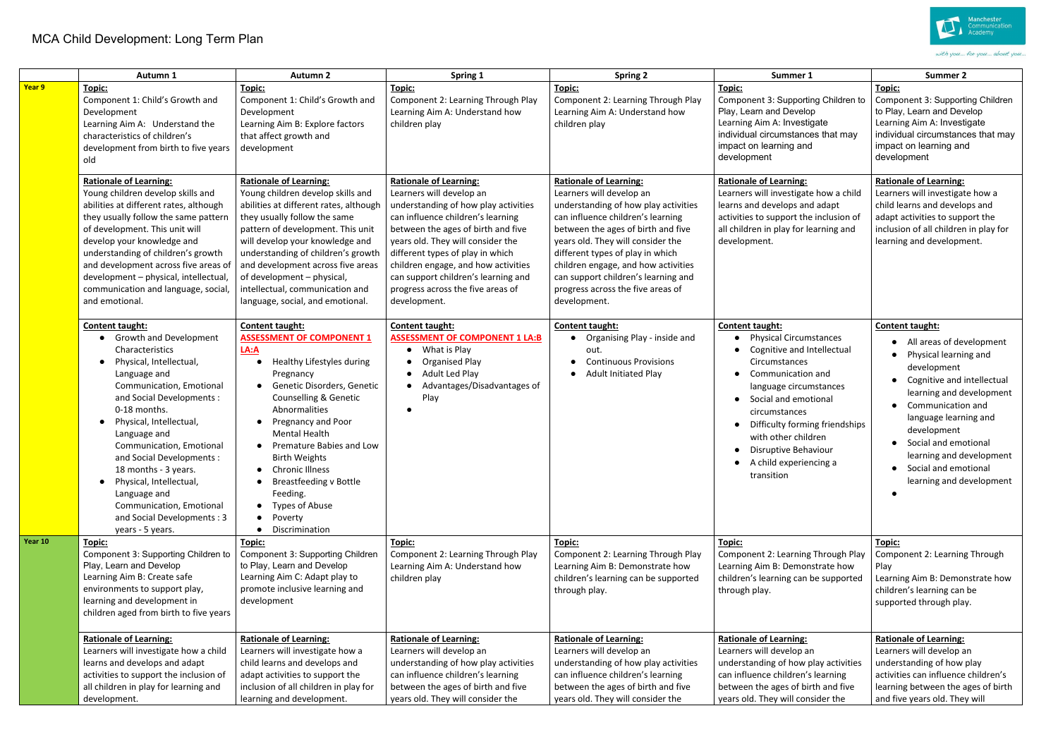# MCA Child Development: Long Term Plan

| | Autumn 1 | Autumn 2 | Spring 1 | Spring 2 | Summer 1 | Summer 2 |
|---|---|---|---|---|---|---|
| **Year 9** | **Topic:**<br>Component 1: Child's Growth and Development<br>Learning Aim A: Understand the characteristics of children's development from birth to five years old | **Topic:**<br>Component 1: Child's Growth and Development<br>Learning Aim B: Explore factors that affect growth and development | **Topic:**<br>Component 2: Learning Through Play<br>Learning Aim A: Understand how children play | **Topic:**<br>Component 2: Learning Through Play<br>Learning Aim A: Understand how children play | **Topic:**<br>Component 3: Supporting Children to Play, Learn and Develop<br>Learning Aim A: Investigate individual circumstances that may impact on learning and development | **Topic:**<br>Component 3: Supporting Children to Play, Learn and Develop<br>Learning Aim A: Investigate individual circumstances that may impact on learning and development |
| | **Rationale of Learning:**<br>Young children develop skills and abilities at different rates, although they usually follow the same pattern of development. This unit will develop your knowledge and understanding of children's growth and development across five areas of development – physical, intellectual, communication and language, social, and emotional. | **Rationale of Learning:**<br>Young children develop skills and abilities at different rates, although they usually follow the same pattern of development. This unit will develop your knowledge and understanding of children's growth and development across five areas of development – physical, intellectual, communication and language, social, and emotional. | **Rationale of Learning:**<br>Learners will develop an understanding of how play activities can influence children's learning between the ages of birth and five years old. They will consider the different types of play in which children engage, and how activities can support children's learning and progress across the five areas of development. | **Rationale of Learning:**<br>Learners will develop an understanding of how play activities can influence children's learning between the ages of birth and five years old. They will consider the different types of play in which children engage, and how activities can support children's learning and progress across the five areas of development. | **Rationale of Learning:**<br>Learners will investigate how a child learns and develops and adapt activities to support the inclusion of all children in play for learning and development. | **Rationale of Learning:**<br>Learners will investigate how a child learns and develops and adapt activities to support the inclusion of all children in play for learning and development. |
| | **Content taught:**<br>● Growth and Development Characteristics<br>● Physical, Intellectual, Language and Communication, Emotional and Social Developments : 0-18 months.<br>● Physical, Intellectual, Language and Communication, Emotional and Social Developments : 18 months - 3 years.<br>● Physical, Intellectual, Language and Communication, Emotional and Social Developments : 3 years - 5 years. | **Content taught:**<br>**ASSESSMENT OF COMPONENT 1 LA:A**<br>● Healthy Lifestyles during Pregnancy<br>● Genetic Disorders, Genetic Counselling & Genetic Abnormalities<br>● Pregnancy and Poor Mental Health<br>● Premature Babies and Low Birth Weights<br>● Chronic Illness<br>● Breastfeeding v Bottle Feeding.<br>● Types of Abuse<br>● Poverty<br>● Discrimination | **Content taught:**<br>**ASSESSMENT OF COMPONENT 1 LA:B**<br>● What is Play<br>● Organised Play<br>● Adult Led Play<br>● Advantages/Disadvantages of Play<br>● | **Content taught:**<br>● Organising Play - inside and out.<br>● Continuous Provisions<br>● Adult Initiated Play | **Content taught:**<br>● Physical Circumstances<br>● Cognitive and Intellectual Circumstances<br>● Communication and language circumstances<br>● Social and emotional circumstances<br>● Difficulty forming friendships with other children<br>● Disruptive Behaviour<br>● A child experiencing a transition | **Content taught:**<br>● All areas of development<br>● Physical learning and development<br>● Cognitive and intellectual learning and development<br>● Communication and language learning and development<br>● Social and emotional learning and development<br>● Social and emotional learning and development<br>● |
| **Year 10** | **Topic:**<br>Component 3: Supporting Children to Play, Learn and Develop<br>Learning Aim B: Create safe environments to support play, learning and development in children aged from birth to five years | **Topic:**<br>Component 3: Supporting Children to Play, Learn and Develop<br>Learning Aim C: Adapt play to promote inclusive learning and development | **Topic:**<br>Component 2: Learning Through Play<br>Learning Aim A: Understand how children play | **Topic:**<br>Component 2: Learning Through Play<br>Learning Aim B: Demonstrate how children's learning can be supported through play. | **Topic:**<br>Component 2: Learning Through Play<br>Learning Aim B: Demonstrate how children's learning can be supported through play. | **Topic:**<br>Component 2: Learning Through Play<br>Learning Aim B: Demonstrate how children's learning can be supported through play. |
| | **Rationale of Learning:**<br>Learners will investigate how a child learns and develops and adapt activities to support the inclusion of all children in play for learning and development. | **Rationale of Learning:**<br>Learners will investigate how a child learns and develops and adapt activities to support the inclusion of all children in play for learning and development. | **Rationale of Learning:**<br>Learners will develop an understanding of how play activities can influence children's learning between the ages of birth and five years old. They will consider the | **Rationale of Learning:**<br>Learners will develop an understanding of how play activities can influence children's learning between the ages of birth and five years old. They will consider the | **Rationale of Learning:**<br>Learners will develop an understanding of how play activities can influence children's learning between the ages of birth and five years old. They will consider the | **Rationale of Learning:**<br>Learners will develop an understanding of how play activities can influence children's learning between the ages of birth and five years old. They will |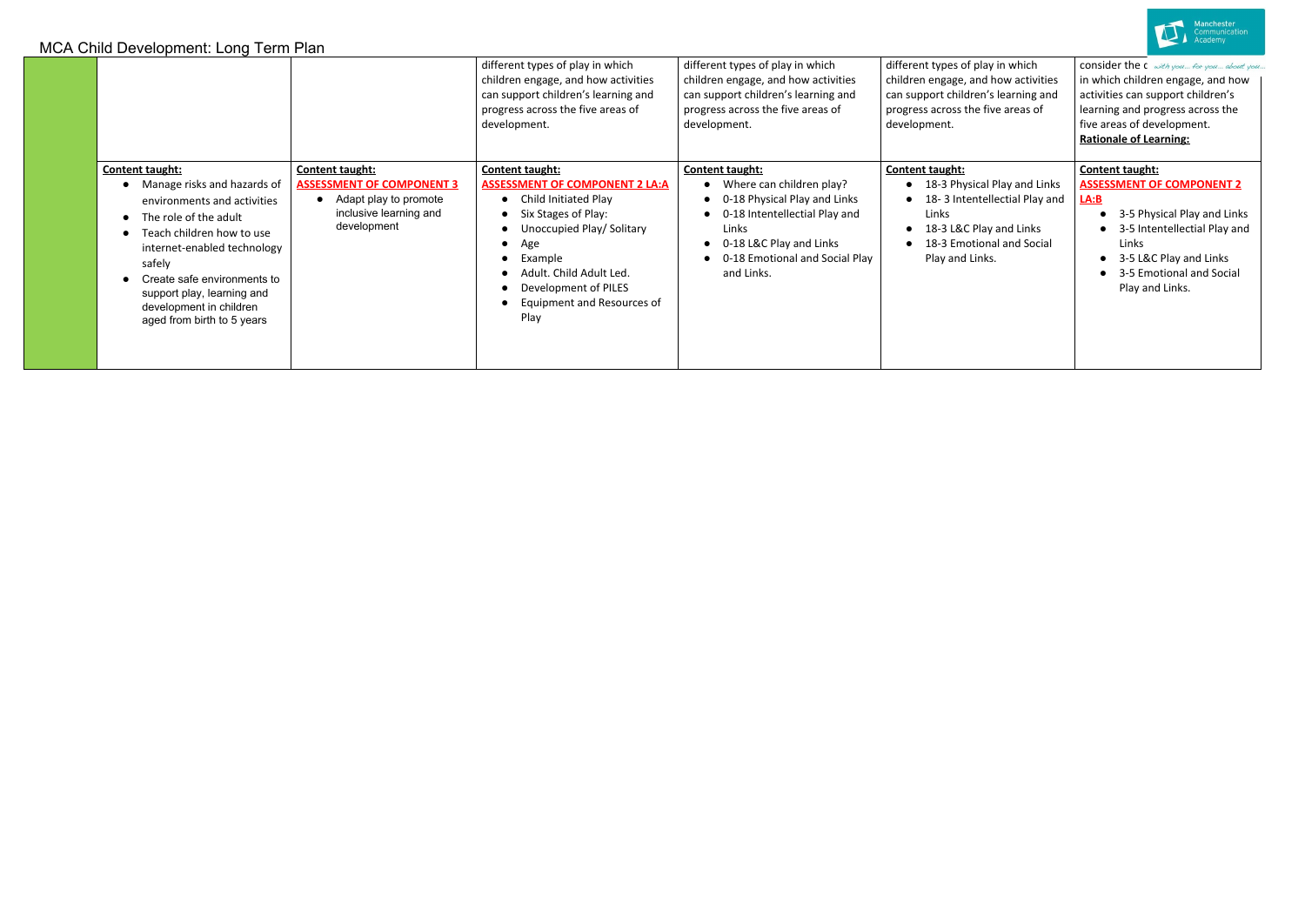# MCA Child Development: Long Term Plan

| | | | | | | |
|---|---|---|---|---|---|---|
| | | | different types of play in which children engage, and how activities can support children's learning and progress across the five areas of development. | different types of play in which children engage, and how activities can support children's learning and progress across the five areas of development. | different types of play in which children engage, and how activities can support children's learning and progress across the five areas of development. | consider the c in which children engage, and how activities can support children's learning and progress across the five areas of development. **Rationale of Learning:** |
| | **Content taught:** <br>● Manage risks and hazards of environments and activities <br>● The role of the adult <br>● Teach children how to use internet-enabled technology safely <br>● Create safe environments to support play, learning and development in children aged from birth to 5 years | **Content taught:** <br>**ASSESSMENT OF COMPONENT 3** <br>● Adapt play to promote inclusive learning and development | **Content taught:** <br>**ASSESSMENT OF COMPONENT 2 LA:A** <br>● Child Initiated Play <br>● Six Stages of Play: <br>● Unoccupied Play/ Solitary <br>● Age <br>● Example <br>● Adult. Child Adult Led. <br>● Development of PILES <br>● Equipment and Resources of Play | **Content taught:** <br>● Where can children play? <br>● 0-18 Physical Play and Links <br>● 0-18 Intentellectial Play and Links <br>● 0-18 L&C Play and Links <br>● 0-18 Emotional and Social Play and Links. | **Content taught:** <br>● 18-3 Physical Play and Links <br>● 18- 3 Intentellectial Play and Links <br>● 18-3 L&C Play and Links <br>● 18-3 Emotional and Social Play and Links. | **Content taught:** <br>**ASSESSMENT OF COMPONENT 2 LA:B** <br>● 3-5 Physical Play and Links <br>● 3-5 Intentellectial Play and Links <br>● 3-5 L&C Play and Links <br>● 3-5 Emotional and Social Play and Links. |